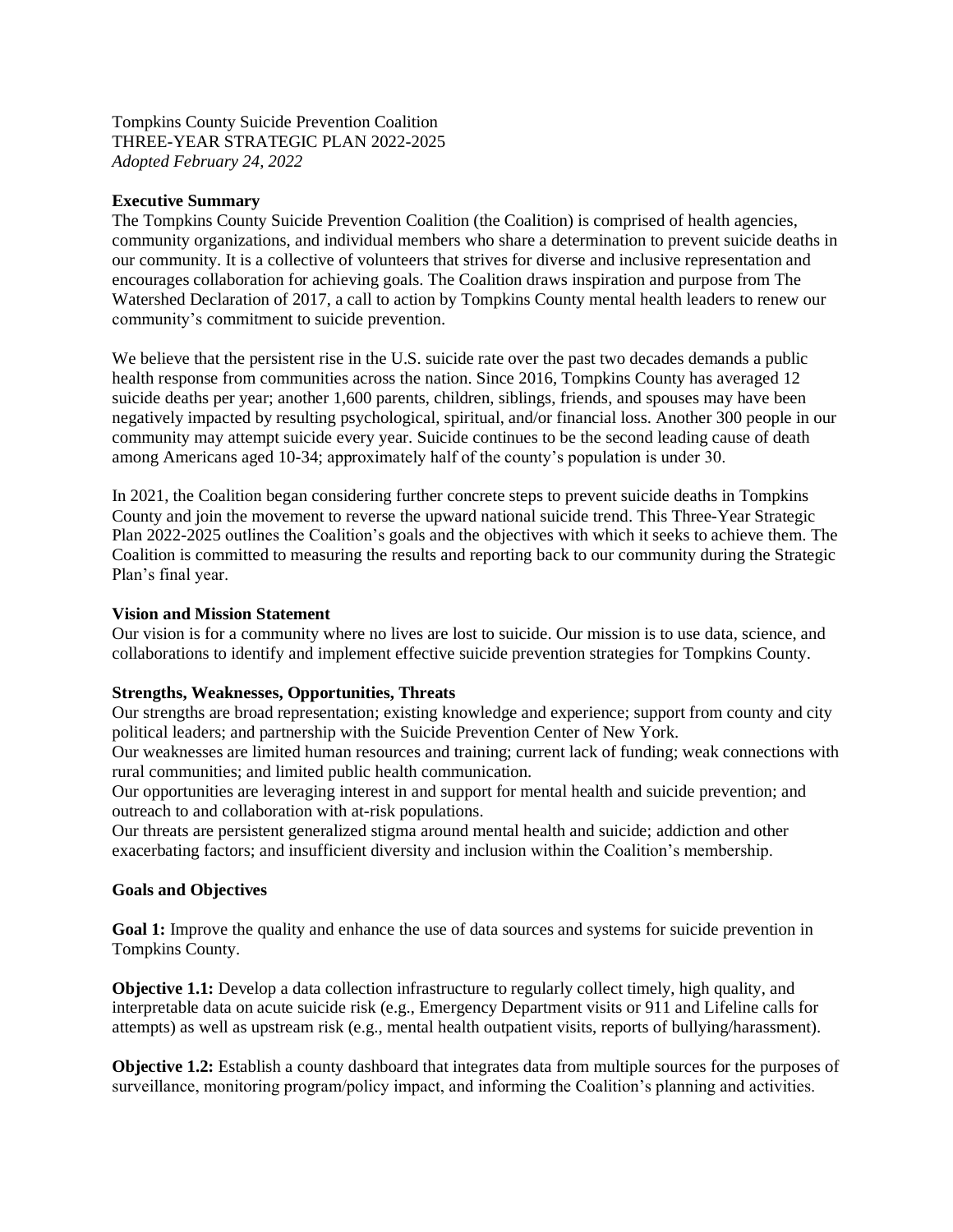Tompkins County Suicide Prevention Coalition
THREE-YEAR STRATEGIC PLAN 2022-2025
*Adopted February 24, 2022*

**Executive Summary**

The Tompkins County Suicide Prevention Coalition (the Coalition) is comprised of health agencies, community organizations, and individual members who share a determination to prevent suicide deaths in our community. It is a collective of volunteers that strives for diverse and inclusive representation and encourages collaboration for achieving goals. The Coalition draws inspiration and purpose from The Watershed Declaration of 2017, a call to action by Tompkins County mental health leaders to renew our community's commitment to suicide prevention.

We believe that the persistent rise in the U.S. suicide rate over the past two decades demands a public health response from communities across the nation. Since 2016, Tompkins County has averaged 12 suicide deaths per year; another 1,600 parents, children, siblings, friends, and spouses may have been negatively impacted by resulting psychological, spiritual, and/or financial loss. Another 300 people in our community may attempt suicide every year. Suicide continues to be the second leading cause of death among Americans aged 10-34; approximately half of the county's population is under 30.

In 2021, the Coalition began considering further concrete steps to prevent suicide deaths in Tompkins County and join the movement to reverse the upward national suicide trend. This Three-Year Strategic Plan 2022-2025 outlines the Coalition's goals and the objectives with which it seeks to achieve them. The Coalition is committed to measuring the results and reporting back to our community during the Strategic Plan's final year.

**Vision and Mission Statement**

Our vision is for a community where no lives are lost to suicide. Our mission is to use data, science, and collaborations to identify and implement effective suicide prevention strategies for Tompkins County.

**Strengths, Weaknesses, Opportunities, Threats**

Our strengths are broad representation; existing knowledge and experience; support from county and city political leaders; and partnership with the Suicide Prevention Center of New York.
Our weaknesses are limited human resources and training; current lack of funding; weak connections with rural communities; and limited public health communication.
Our opportunities are leveraging interest in and support for mental health and suicide prevention; and outreach to and collaboration with at-risk populations.
Our threats are persistent generalized stigma around mental health and suicide; addiction and other exacerbating factors; and insufficient diversity and inclusion within the Coalition's membership.

**Goals and Objectives**

**Goal 1:** Improve the quality and enhance the use of data sources and systems for suicide prevention in Tompkins County.

**Objective 1.1:** Develop a data collection infrastructure to regularly collect timely, high quality, and interpretable data on acute suicide risk (e.g., Emergency Department visits or 911 and Lifeline calls for attempts) as well as upstream risk (e.g., mental health outpatient visits, reports of bullying/harassment).

**Objective 1.2:** Establish a county dashboard that integrates data from multiple sources for the purposes of surveillance, monitoring program/policy impact, and informing the Coalition's planning and activities.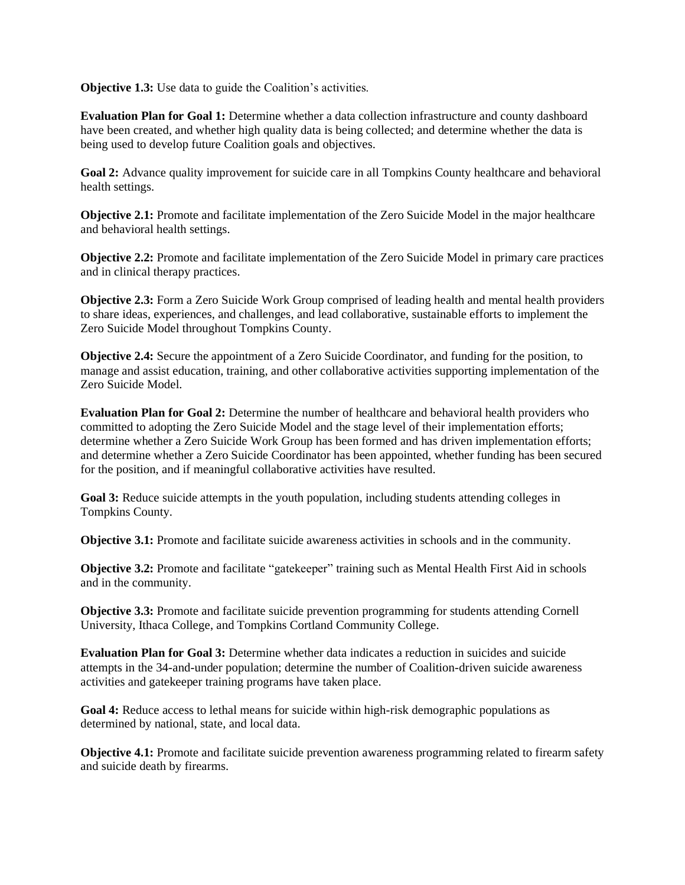**Objective 1.3:** Use data to guide the Coalition's activities.

**Evaluation Plan for Goal 1:** Determine whether a data collection infrastructure and county dashboard have been created, and whether high quality data is being collected; and determine whether the data is being used to develop future Coalition goals and objectives.

**Goal 2:** Advance quality improvement for suicide care in all Tompkins County healthcare and behavioral health settings.

**Objective 2.1:** Promote and facilitate implementation of the Zero Suicide Model in the major healthcare and behavioral health settings.

**Objective 2.2:** Promote and facilitate implementation of the Zero Suicide Model in primary care practices and in clinical therapy practices.

**Objective 2.3:** Form a Zero Suicide Work Group comprised of leading health and mental health providers to share ideas, experiences, and challenges, and lead collaborative, sustainable efforts to implement the Zero Suicide Model throughout Tompkins County.

**Objective 2.4:** Secure the appointment of a Zero Suicide Coordinator, and funding for the position, to manage and assist education, training, and other collaborative activities supporting implementation of the Zero Suicide Model.

**Evaluation Plan for Goal 2:** Determine the number of healthcare and behavioral health providers who committed to adopting the Zero Suicide Model and the stage level of their implementation efforts; determine whether a Zero Suicide Work Group has been formed and has driven implementation efforts; and determine whether a Zero Suicide Coordinator has been appointed, whether funding has been secured for the position, and if meaningful collaborative activities have resulted.

**Goal 3:** Reduce suicide attempts in the youth population, including students attending colleges in Tompkins County.

**Objective 3.1:** Promote and facilitate suicide awareness activities in schools and in the community.

**Objective 3.2:** Promote and facilitate "gatekeeper" training such as Mental Health First Aid in schools and in the community.

**Objective 3.3:** Promote and facilitate suicide prevention programming for students attending Cornell University, Ithaca College, and Tompkins Cortland Community College.

**Evaluation Plan for Goal 3:** Determine whether data indicates a reduction in suicides and suicide attempts in the 34-and-under population; determine the number of Coalition-driven suicide awareness activities and gatekeeper training programs have taken place.

**Goal 4:** Reduce access to lethal means for suicide within high-risk demographic populations as determined by national, state, and local data.

**Objective 4.1:** Promote and facilitate suicide prevention awareness programming related to firearm safety and suicide death by firearms.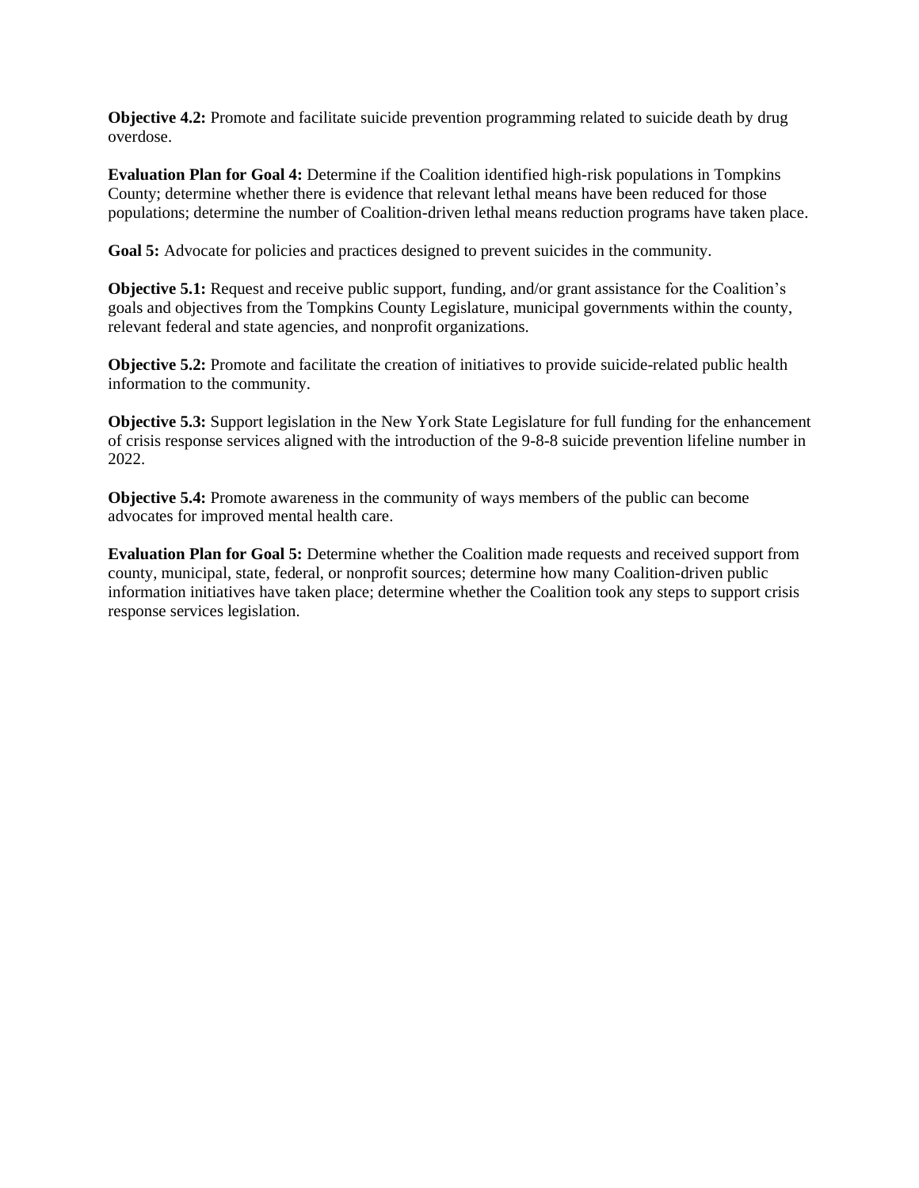**Objective 4.2:** Promote and facilitate suicide prevention programming related to suicide death by drug overdose.

**Evaluation Plan for Goal 4:** Determine if the Coalition identified high-risk populations in Tompkins County; determine whether there is evidence that relevant lethal means have been reduced for those populations; determine the number of Coalition-driven lethal means reduction programs have taken place.

**Goal 5:** Advocate for policies and practices designed to prevent suicides in the community.

**Objective 5.1:** Request and receive public support, funding, and/or grant assistance for the Coalition's goals and objectives from the Tompkins County Legislature, municipal governments within the county, relevant federal and state agencies, and nonprofit organizations.

**Objective 5.2:** Promote and facilitate the creation of initiatives to provide suicide-related public health information to the community.

**Objective 5.3:** Support legislation in the New York State Legislature for full funding for the enhancement of crisis response services aligned with the introduction of the 9-8-8 suicide prevention lifeline number in 2022.

**Objective 5.4:** Promote awareness in the community of ways members of the public can become advocates for improved mental health care.

**Evaluation Plan for Goal 5:** Determine whether the Coalition made requests and received support from county, municipal, state, federal, or nonprofit sources; determine how many Coalition-driven public information initiatives have taken place; determine whether the Coalition took any steps to support crisis response services legislation.